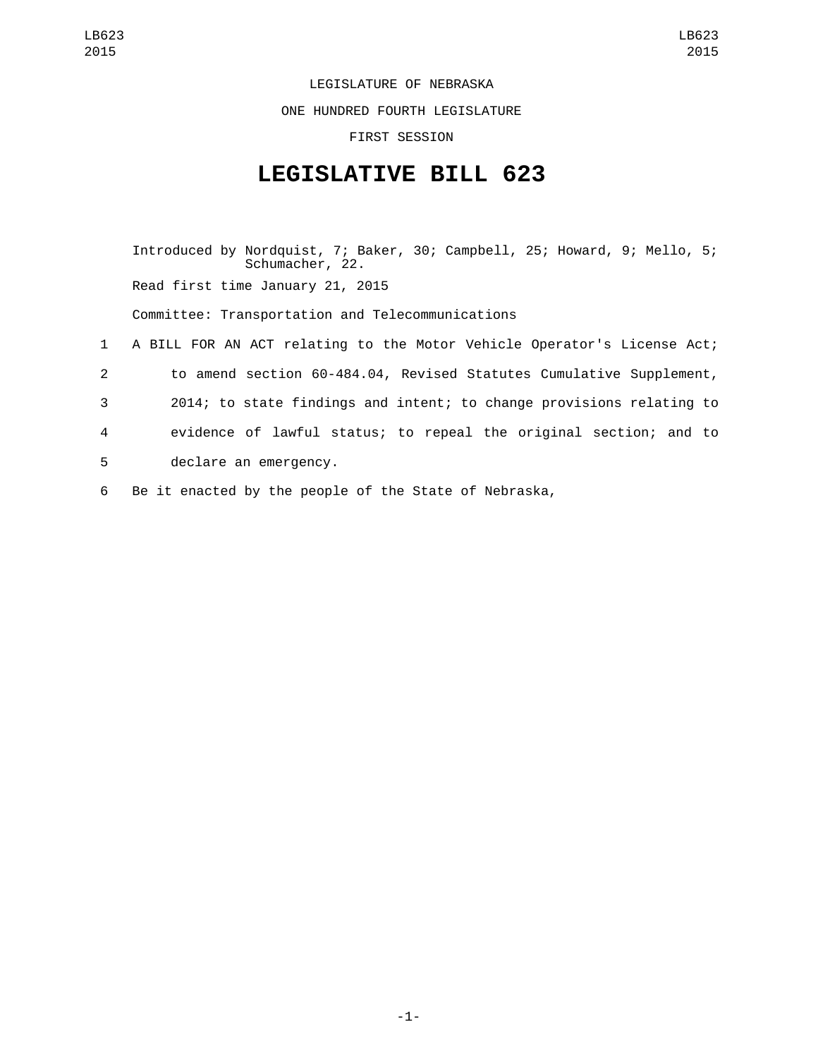LEGISLATURE OF NEBRASKA

ONE HUNDRED FOURTH LEGISLATURE

FIRST SESSION

# LEGISLATIVE BILL 623

Introduced by Nordquist, 7; Baker, 30; Campbell, 25; Howard, 9; Mello, 5; Schumacher, 22.

Read first time January 21, 2015

Committee: Transportation and Telecommunications

1 A BILL FOR AN ACT relating to the Motor Vehicle Operator's License Act;
2 to amend section 60-484.04, Revised Statutes Cumulative Supplement,
3 2014; to state findings and intent; to change provisions relating to
4 evidence of lawful status; to repeal the original section; and to
5 declare an emergency.
6 Be it enacted by the people of the State of Nebraska,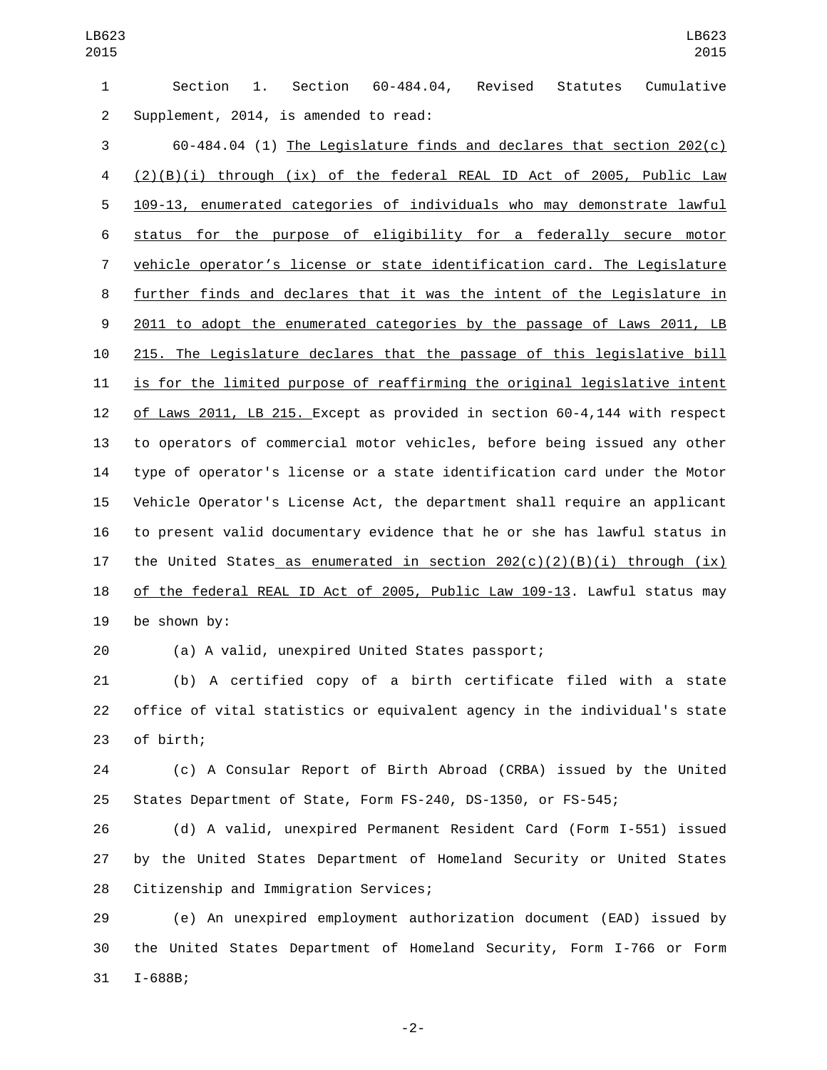Section 1. Section 60-484.04, Revised Statutes Cumulative Supplement, 2014, is amended to read:

60-484.04 (1) The Legislature finds and declares that section 202(c)(2)(B)(i) through (ix) of the federal REAL ID Act of 2005, Public Law 109-13, enumerated categories of individuals who may demonstrate lawful status for the purpose of eligibility for a federally secure motor vehicle operator's license or state identification card. The Legislature further finds and declares that it was the intent of the Legislature in 2011 to adopt the enumerated categories by the passage of Laws 2011, LB 215. The Legislature declares that the passage of this legislative bill is for the limited purpose of reaffirming the original legislative intent of Laws 2011, LB 215. Except as provided in section 60-4,144 with respect to operators of commercial motor vehicles, before being issued any other type of operator's license or a state identification card under the Motor Vehicle Operator's License Act, the department shall require an applicant to present valid documentary evidence that he or she has lawful status in the United States as enumerated in section 202(c)(2)(B)(i) through (ix) of the federal REAL ID Act of 2005, Public Law 109-13. Lawful status may be shown by:

(a) A valid, unexpired United States passport;

(b) A certified copy of a birth certificate filed with a state office of vital statistics or equivalent agency in the individual's state of birth;

(c) A Consular Report of Birth Abroad (CRBA) issued by the United States Department of State, Form FS-240, DS-1350, or FS-545;

(d) A valid, unexpired Permanent Resident Card (Form I-551) issued by the United States Department of Homeland Security or United States Citizenship and Immigration Services;

(e) An unexpired employment authorization document (EAD) issued by the United States Department of Homeland Security, Form I-766 or Form I-688B;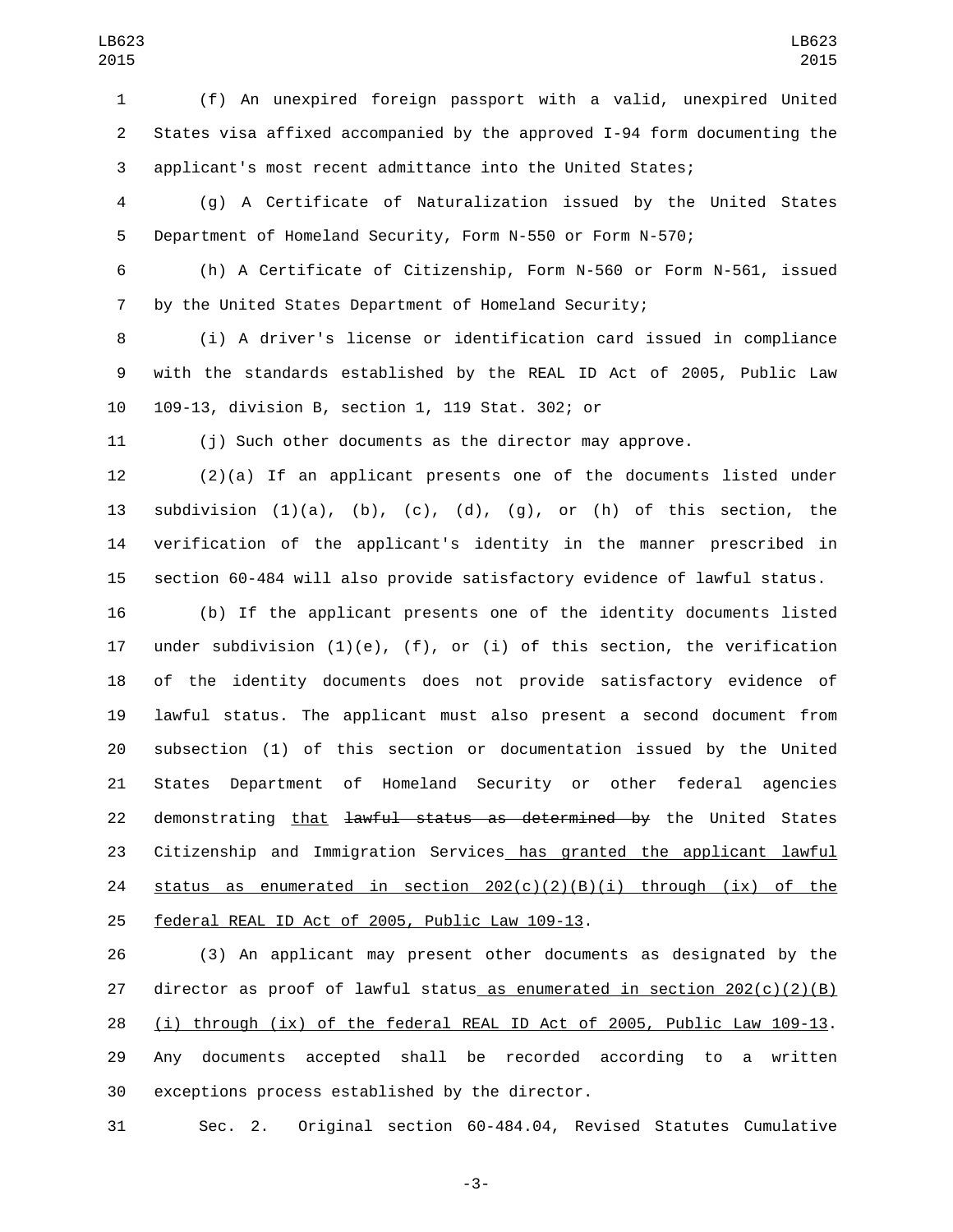(f) An unexpired foreign passport with a valid, unexpired United States visa affixed accompanied by the approved I-94 form documenting the applicant's most recent admittance into the United States;

(g) A Certificate of Naturalization issued by the United States Department of Homeland Security, Form N-550 or Form N-570;

(h) A Certificate of Citizenship, Form N-560 or Form N-561, issued by the United States Department of Homeland Security;

(i) A driver's license or identification card issued in compliance with the standards established by the REAL ID Act of 2005, Public Law 109-13, division B, section 1, 119 Stat. 302; or

(j) Such other documents as the director may approve.

(2)(a) If an applicant presents one of the documents listed under subdivision (1)(a), (b), (c), (d), (g), or (h) of this section, the verification of the applicant's identity in the manner prescribed in section 60-484 will also provide satisfactory evidence of lawful status.

(b) If the applicant presents one of the identity documents listed under subdivision (1)(e), (f), or (i) of this section, the verification of the identity documents does not provide satisfactory evidence of lawful status. The applicant must also present a second document from subsection (1) of this section or documentation issued by the United States Department of Homeland Security or other federal agencies demonstrating <u>that</u> ~~lawful status as determined by~~ the United States Citizenship and Immigration Services<u> has granted the applicant lawful status as enumerated in section 202(c)(2)(B)(i) through (ix) of the federal REAL ID Act of 2005, Public Law 109-13</u>.

(3) An applicant may present other documents as designated by the director as proof of lawful status<u> as enumerated in section 202(c)(2)(B)(i) through (ix) of the federal REAL ID Act of 2005, Public Law 109-13</u>. Any documents accepted shall be recorded according to a written exceptions process established by the director.

Sec. 2. Original section 60-484.04, Revised Statutes Cumulative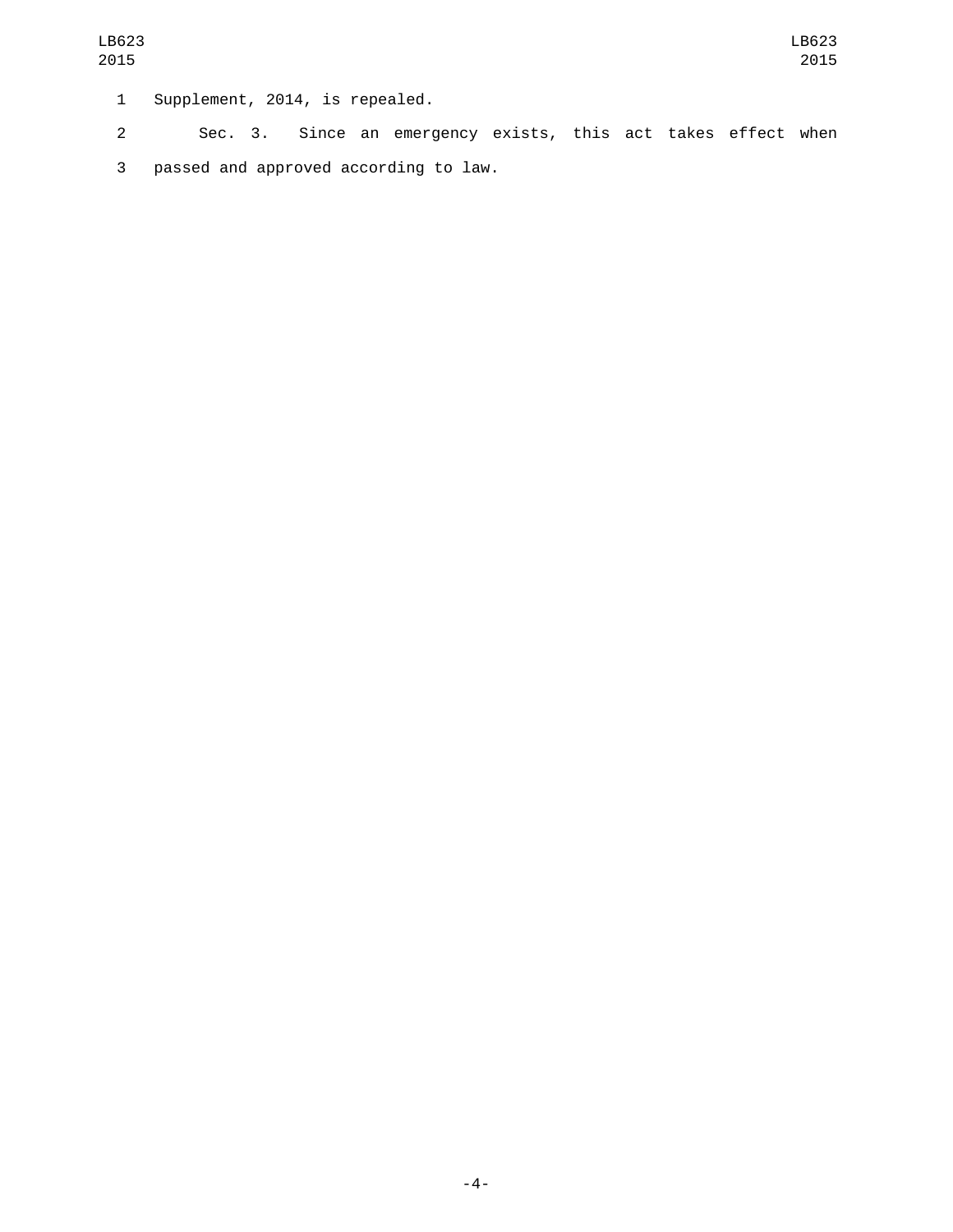Supplement, 2014, is repealed.

Sec. 3. Since an emergency exists, this act takes effect when passed and approved according to law.